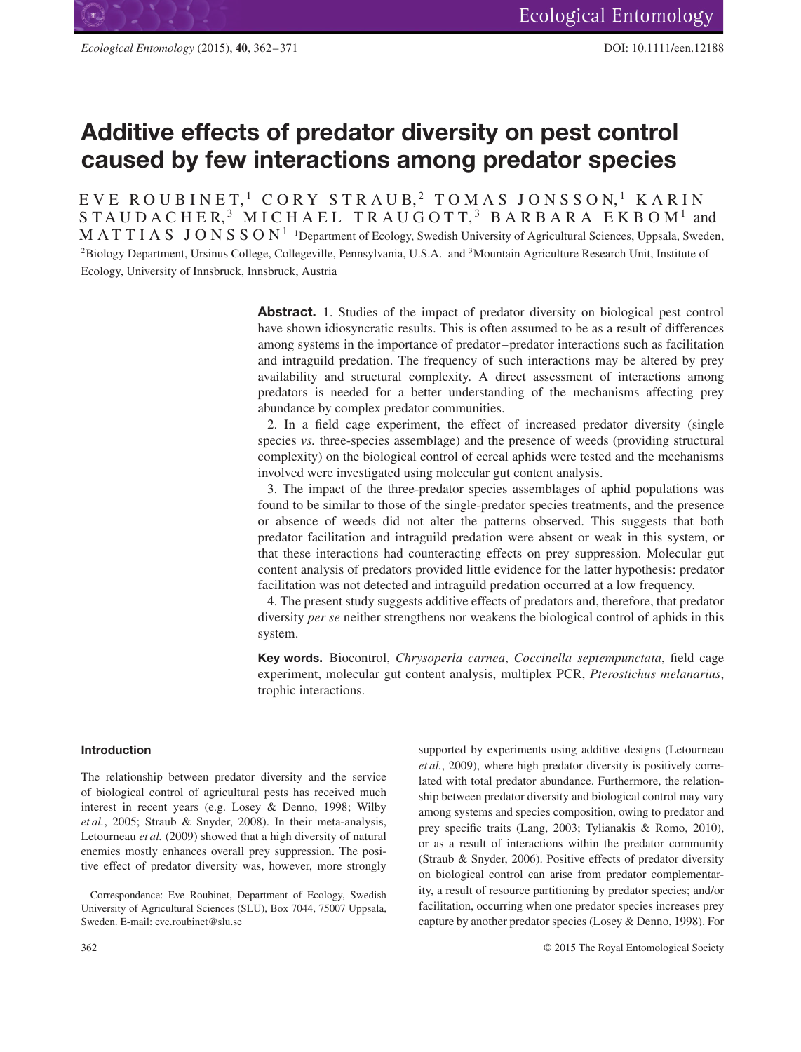# Additive effects of predator diversity on pest control caused by few interactions among predator species

EVE ROUBINET,[1] CORY STRAUB,[2] TOMAS JONSSON,[1] KARIN STAUDACHER,[3] MICHAEL TRAUGOTT,[3] BARBARA EKBOM[1] and MATTIAS JONSSON[1] [1]Department of Ecology, Swedish University of Agricultural Sciences, Uppsala, Sweden, [2]Biology Department, Ursinus College, Collegeville, Pennsylvania, U.S.A. and [3]Mountain Agriculture Research Unit, Institute of Ecology, University of Innsbruck, Innsbruck, Austria

**Abstract.** 1. Studies of the impact of predator diversity on biological pest control have shown idiosyncratic results. This is often assumed to be as a result of differences among systems in the importance of predator–predator interactions such as facilitation and intraguild predation. The frequency of such interactions may be altered by prey availability and structural complexity. A direct assessment of interactions among predators is needed for a better understanding of the mechanisms affecting prey abundance by complex predator communities.

2. In a field cage experiment, the effect of increased predator diversity (single species *vs.* three-species assemblage) and the presence of weeds (providing structural complexity) on the biological control of cereal aphids were tested and the mechanisms involved were investigated using molecular gut content analysis.

3. The impact of the three-predator species assemblages of aphid populations was found to be similar to those of the single-predator species treatments, and the presence or absence of weeds did not alter the patterns observed. This suggests that both predator facilitation and intraguild predation were absent or weak in this system, or that these interactions had counteracting effects on prey suppression. Molecular gut content analysis of predators provided little evidence for the latter hypothesis: predator facilitation was not detected and intraguild predation occurred at a low frequency.

4. The present study suggests additive effects of predators and, therefore, that predator diversity *per se* neither strengthens nor weakens the biological control of aphids in this system.

**Key words.** Biocontrol, *Chrysoperla carnea*, *Coccinella septempunctata*, field cage experiment, molecular gut content analysis, multiplex PCR, *Pterostichus melanarius*, trophic interactions.

## Introduction

The relationship between predator diversity and the service of biological control of agricultural pests has received much interest in recent years (e.g. Losey & Denno, 1998; Wilby *et al.*, 2005; Straub & Snyder, 2008). In their meta-analysis, Letourneau *et al.* (2009) showed that a high diversity of natural enemies mostly enhances overall prey suppression. The positive effect of predator diversity was, however, more strongly supported by experiments using additive designs (Letourneau *et al.*, 2009), where high predator diversity is positively correlated with total predator abundance. Furthermore, the relationship between predator diversity and biological control may vary among systems and species composition, owing to predator and prey specific traits (Lang, 2003; Tylianakis & Romo, 2010), or as a result of interactions within the predator community (Straub & Snyder, 2006). Positive effects of predator diversity on biological control can arise from predator complementarity, a result of resource partitioning by predator species; and/or facilitation, occurring when one predator species increases prey capture by another predator species (Losey & Denno, 1998). For

Correspondence: Eve Roubinet, Department of Ecology, Swedish University of Agricultural Sciences (SLU), Box 7044, 75007 Uppsala, Sweden. E-mail: eve.roubinet@slu.se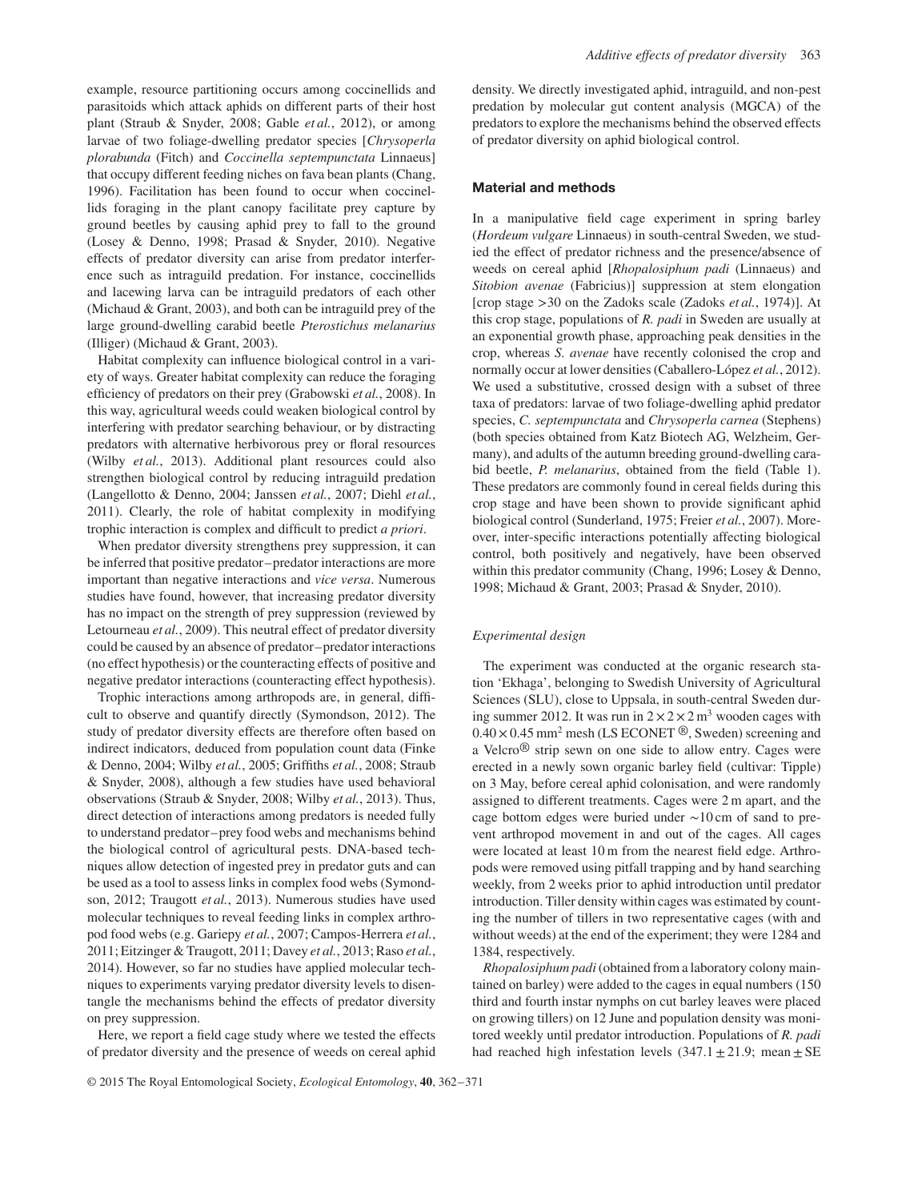example, resource partitioning occurs among coccinellids and parasitoids which attack aphids on different parts of their host plant (Straub & Snyder, 2008; Gable *et al.*, 2012), or among larvae of two foliage-dwelling predator species [*Chrysoperla plorabunda* (Fitch) and *Coccinella septempunctata* Linnaeus] that occupy different feeding niches on fava bean plants (Chang, 1996). Facilitation has been found to occur when coccinellids foraging in the plant canopy facilitate prey capture by ground beetles by causing aphid prey to fall to the ground (Losey & Denno, 1998; Prasad & Snyder, 2010). Negative effects of predator diversity can arise from predator interference such as intraguild predation. For instance, coccinellids and lacewing larva can be intraguild predators of each other (Michaud & Grant, 2003), and both can be intraguild prey of the large ground-dwelling carabid beetle *Pterostichus melanarius* (Illiger) (Michaud & Grant, 2003).

Habitat complexity can influence biological control in a variety of ways. Greater habitat complexity can reduce the foraging efficiency of predators on their prey (Grabowski *et al.*, 2008). In this way, agricultural weeds could weaken biological control by interfering with predator searching behaviour, or by distracting predators with alternative herbivorous prey or floral resources (Wilby *et al.*, 2013). Additional plant resources could also strengthen biological control by reducing intraguild predation (Langellotto & Denno, 2004; Janssen *et al.*, 2007; Diehl *et al.*, 2011). Clearly, the role of habitat complexity in modifying trophic interaction is complex and difficult to predict *a priori*.

When predator diversity strengthens prey suppression, it can be inferred that positive predator–predator interactions are more important than negative interactions and *vice versa*. Numerous studies have found, however, that increasing predator diversity has no impact on the strength of prey suppression (reviewed by Letourneau *et al.*, 2009). This neutral effect of predator diversity could be caused by an absence of predator–predator interactions (no effect hypothesis) or the counteracting effects of positive and negative predator interactions (counteracting effect hypothesis).

Trophic interactions among arthropods are, in general, difficult to observe and quantify directly (Symondson, 2012). The study of predator diversity effects are therefore often based on indirect indicators, deduced from population count data (Finke & Denno, 2004; Wilby *et al.*, 2005; Griffiths *et al.*, 2008; Straub & Snyder, 2008), although a few studies have used behavioral observations (Straub & Snyder, 2008; Wilby *et al.*, 2013). Thus, direct detection of interactions among predators is needed fully to understand predator–prey food webs and mechanisms behind the biological control of agricultural pests. DNA-based techniques allow detection of ingested prey in predator guts and can be used as a tool to assess links in complex food webs (Symondson, 2012; Traugott *et al.*, 2013). Numerous studies have used molecular techniques to reveal feeding links in complex arthropod food webs (e.g. Gariepy *et al.*, 2007; Campos-Herrera *et al.*, 2011; Eitzinger & Traugott, 2011; Davey *et al.*, 2013; Raso *et al.*, 2014). However, so far no studies have applied molecular techniques to experiments varying predator diversity levels to disentangle the mechanisms behind the effects of predator diversity on prey suppression.

Here, we report a field cage study where we tested the effects of predator diversity and the presence of weeds on cereal aphid density. We directly investigated aphid, intraguild, and non-pest predation by molecular gut content analysis (MGCA) of the predators to explore the mechanisms behind the observed effects of predator diversity on aphid biological control.

## Material and methods

In a manipulative field cage experiment in spring barley (*Hordeum vulgare* Linnaeus) in south-central Sweden, we studied the effect of predator richness and the presence/absence of weeds on cereal aphid [*Rhopalosiphum padi* (Linnaeus) and *Sitobion avenae* (Fabricius)] suppression at stem elongation [crop stage >30 on the Zadoks scale (Zadoks *et al.*, 1974)]. At this crop stage, populations of *R. padi* in Sweden are usually at an exponential growth phase, approaching peak densities in the crop, whereas *S. avenae* have recently colonised the crop and normally occur at lower densities (Caballero-López *et al.*, 2012). We used a substitutive, crossed design with a subset of three taxa of predators: larvae of two foliage-dwelling aphid predator species, *C. septempunctata* and *Chrysoperla carnea* (Stephens) (both species obtained from Katz Biotech AG, Welzheim, Germany), and adults of the autumn breeding ground-dwelling carabid beetle, *P. melanarius*, obtained from the field (Table 1). These predators are commonly found in cereal fields during this crop stage and have been shown to provide significant aphid biological control (Sunderland, 1975; Freier *et al.*, 2007). Moreover, inter-specific interactions potentially affecting biological control, both positively and negatively, have been observed within this predator community (Chang, 1996; Losey & Denno, 1998; Michaud & Grant, 2003; Prasad & Snyder, 2010).

### *Experimental design*

The experiment was conducted at the organic research station 'Ekhaga', belonging to Swedish University of Agricultural Sciences (SLU), close to Uppsala, in south-central Sweden during summer 2012. It was run in $2 \times 2 \times 2\,m^3$ wooden cages with $0.40 \times 0.45\,mm^2$ mesh (LS ECONET ®, Sweden) screening and a Velcro® strip sewn on one side to allow entry. Cages were erected in a newly sown organic barley field (cultivar: Tipple) on 3 May, before cereal aphid colonisation, and were randomly assigned to different treatments. Cages were 2 m apart, and the cage bottom edges were buried under ∼10 cm of sand to prevent arthropod movement in and out of the cages. All cages were located at least 10 m from the nearest field edge. Arthropods were removed using pitfall trapping and by hand searching weekly, from 2 weeks prior to aphid introduction until predator introduction. Tiller density within cages was estimated by counting the number of tillers in two representative cages (with and without weeds) at the end of the experiment; they were 1284 and 1384, respectively.

*Rhopalosiphum padi* (obtained from a laboratory colony maintained on barley) were added to the cages in equal numbers (150 third and fourth instar nymphs on cut barley leaves were placed on growing tillers) on 12 June and population density was monitored weekly until predator introduction. Populations of *R. padi* had reached high infestation levels (347.1 ± 21.9; mean ± SE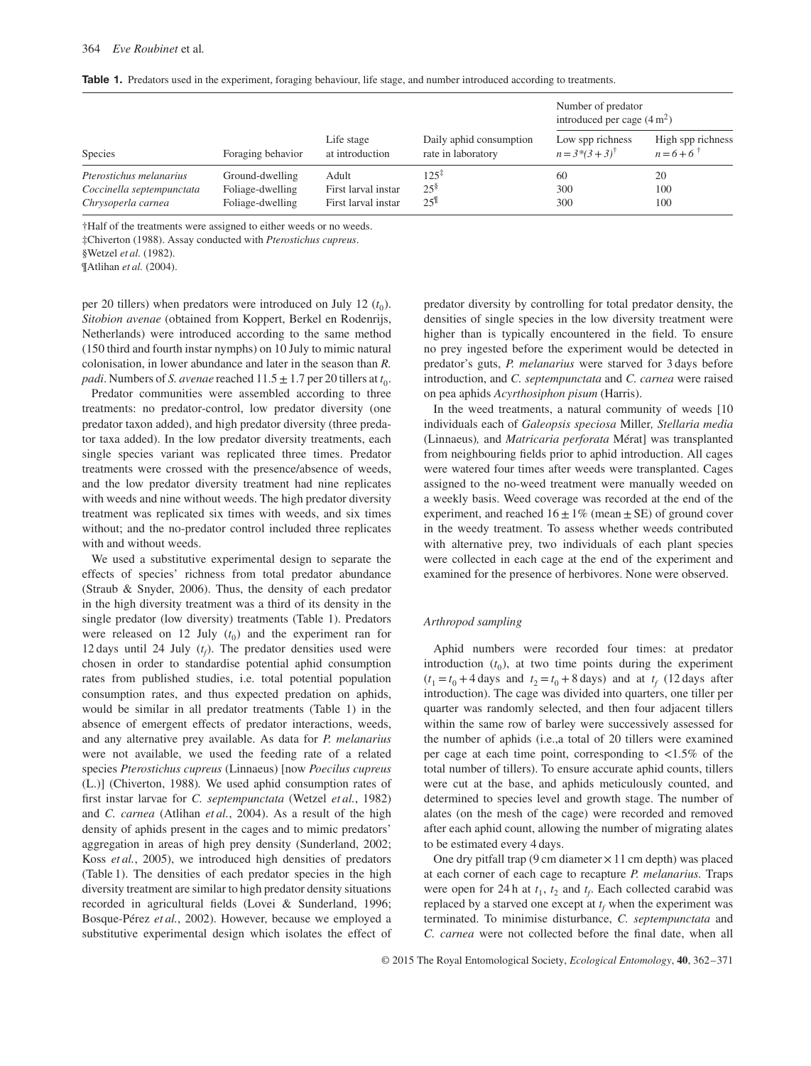**Table 1.** Predators used in the experiment, foraging behaviour, life stage, and number introduced according to treatments.

| Species | Foraging behavior | Life stage at introduction | Daily aphid consumption rate in laboratory | Number of predator introduced per cage ($4\,m^2$) | |
|---|---|---|---|---|---|
| | | | | Low spp richness $n = 3*(3+3)$[†] | High spp richness $n = 6+6$[†] |
| *Pterostichus melanarius* | Ground-dwelling | Adult | 125[‡] | 60 | 20 |
| *Coccinella septempunctata* | Foliage-dwelling | First larval instar | 25[§] | 300 | 100 |
| *Chrysoperla carnea* | Foliage-dwelling | First larval instar | 25[¶] | 300 | 100 |

†Half of the treatments were assigned to either weeds or no weeds.
‡Chiverton (1988). Assay conducted with *Pterostichus cupreus*.
§Wetzel *et al.* (1982).
¶Atlihan *et al.* (2004).

per 20 tillers) when predators were introduced on July 12 ($t_0$). *Sitobion avenae* (obtained from Koppert, Berkel en Rodenrijs, Netherlands) were introduced according to the same method (150 third and fourth instar nymphs) on 10 July to mimic natural colonisation, in lower abundance and later in the season than *R. padi*. Numbers of *S. avenae* reached $11.5 \pm 1.7$ per 20 tillers at $t_0$.

Predator communities were assembled according to three treatments: no predator-control, low predator diversity (one predator taxon added), and high predator diversity (three predator taxa added). In the low predator diversity treatments, each single species variant was replicated three times. Predator treatments were crossed with the presence/absence of weeds, and the low predator diversity treatment had nine replicates with weeds and nine without weeds. The high predator diversity treatment was replicated six times with weeds, and six times without; and the no-predator control included three replicates with and without weeds.

We used a substitutive experimental design to separate the effects of species' richness from total predator abundance (Straub & Snyder, 2006). Thus, the density of each predator in the high diversity treatment was a third of its density in the single predator (low diversity) treatments (Table 1). Predators were released on 12 July ($t_0$) and the experiment ran for 12 days until 24 July ($t_f$). The predator densities used were chosen in order to standardise potential aphid consumption rates from published studies, i.e. total potential population consumption rates, and thus expected predation on aphids, would be similar in all predator treatments (Table 1) in the absence of emergent effects of predator interactions, weeds, and any alternative prey available. As data for *P. melanarius* were not available, we used the feeding rate of a related species *Pterostichus cupreus* (Linnaeus) [now *Poecilus cupreus* (L.)] (Chiverton, 1988). We used aphid consumption rates of first instar larvae for *C. septempunctata* (Wetzel *et al.*, 1982) and *C. carnea* (Atlihan *et al.*, 2004). As a result of the high density of aphids present in the cages and to mimic predators' aggregation in areas of high prey density (Sunderland, 2002; Koss *et al.*, 2005), we introduced high densities of predators (Table 1). The densities of each predator species in the high diversity treatment are similar to high predator density situations recorded in agricultural fields (Lovei & Sunderland, 1996; Bosque-Pérez *et al.*, 2002). However, because we employed a substitutive experimental design which isolates the effect of predator diversity by controlling for total predator density, the densities of single species in the low diversity treatment were higher than is typically encountered in the field. To ensure no prey ingested before the experiment would be detected in predator's guts, *P. melanarius* were starved for 3 days before introduction, and *C. septempunctata* and *C. carnea* were raised on pea aphids *Acyrthosiphon pisum* (Harris).

In the weed treatments, a natural community of weeds [10 individuals each of *Galeopsis speciosa* Miller, *Stellaria media* (Linnaeus), and *Matricaria perforata* Mérat] was transplanted from neighbouring fields prior to aphid introduction. All cages were watered four times after weeds were transplanted. Cages assigned to the no-weed treatment were manually weeded on a weekly basis. Weed coverage was recorded at the end of the experiment, and reached $16 \pm 1\%$ (mean $\pm$ SE) of ground cover in the weedy treatment. To assess whether weeds contributed with alternative prey, two individuals of each plant species were collected in each cage at the end of the experiment and examined for the presence of herbivores. None were observed.

### *Arthropod sampling*

Aphid numbers were recorded four times: at predator introduction ($t_0$), at two time points during the experiment ($t_1 = t_0 + 4$ days and $t_2 = t_0 + 8$ days) and at $t_f$ (12 days after introduction). The cage was divided into quarters, one tiller per quarter was randomly selected, and then four adjacent tillers within the same row of barley were successively assessed for the number of aphids (i.e.,a total of 20 tillers were examined per cage at each time point, corresponding to <1.5% of the total number of tillers). To ensure accurate aphid counts, tillers were cut at the base, and aphids meticulously counted, and determined to species level and growth stage. The number of alates (on the mesh of the cage) were recorded and removed after each aphid count, allowing the number of migrating alates to be estimated every 4 days.

One dry pitfall trap (9 cm diameter × 11 cm depth) was placed at each corner of each cage to recapture *P. melanarius*. Traps were open for 24 h at $t_1$, $t_2$ and $t_f$. Each collected carabid was replaced by a starved one except at $t_f$ when the experiment was terminated. To minimise disturbance, *C. septempunctata* and *C. carnea* were not collected before the final date, when all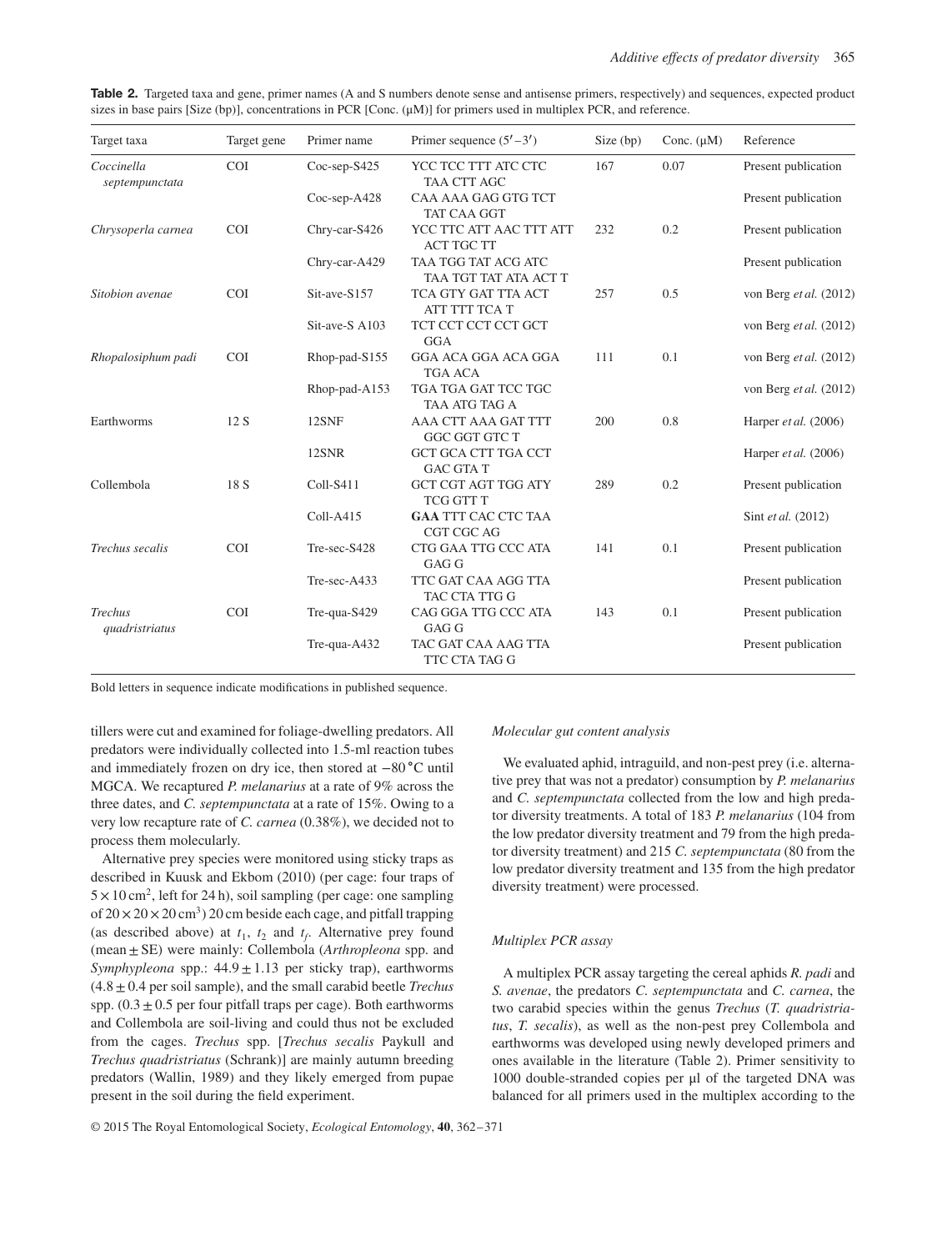**Table 2.** Targeted taxa and gene, primer names (A and S numbers denote sense and antisense primers, respectively) and sequences, expected product sizes in base pairs [Size (bp)], concentrations in PCR [Conc. (μM)] for primers used in multiplex PCR, and reference.

| Target taxa | Target gene | Primer name | Primer sequence (5′–3′) | Size (bp) | Conc. (μM) | Reference |
|---|---|---|---|---|---|---|
| *Coccinella septempunctata* | COI | Coc-sep-S425 | YCC TCC TTT ATC CTC TAA CTT AGC | 167 | 0.07 | Present publication |
| | | Coc-sep-A428 | CAA AAA GAG GTG TCT TAT CAA GGT | | | Present publication |
| *Chrysoperla carnea* | COI | Chry-car-S426 | YCC TTC ATT AAC TTT ATT ACT TGC TT | 232 | 0.2 | Present publication |
| | | Chry-car-A429 | TAA TGG TAT ACG ATC TAA TGT TAT ATA ACT T | | | Present publication |
| *Sitobion avenae* | COI | Sit-ave-S157 | TCA GTY GAT TTA ACT ATT TTT TCA T | 257 | 0.5 | von Berg *et al.* (2012) |
| | | Sit-ave-S A103 | TCT CCT CCT CCT GCT GGA | | | von Berg *et al.* (2012) |
| *Rhopalosiphum padi* | COI | Rhop-pad-S155 | GGA ACA GGA ACA GGA TGA ACA | 111 | 0.1 | von Berg *et al.* (2012) |
| | | Rhop-pad-A153 | TGA TGA GAT TCC TGC TAA ATG TAG A | | | von Berg *et al.* (2012) |
| Earthworms | 12 S | 12SNF | AAA CTT AAA GAT TTT GGC GGT GTC T | 200 | 0.8 | Harper *et al.* (2006) |
| | | 12SNR | GCT GCA CTT TGA CCT GAC GTA T | | | Harper *et al.* (2006) |
| Collembola | 18 S | Coll-S411 | GCT CGT AGT TGG ATY TCG GTT T | 289 | 0.2 | Present publication |
| | | Coll-A415 | **GAA** TTT CAC CTC TAA CGT CGC AG | | | Sint *et al.* (2012) |
| *Trechus secalis* | COI | Tre-sec-S428 | CTG GAA TTG CCC ATA GAG G | 141 | 0.1 | Present publication |
| | | Tre-sec-A433 | TTC GAT CAA AGG TTA TAC CTA TTG G | | | Present publication |
| *Trechus quadristriatus* | COI | Tre-qua-S429 | CAG GGA TTG CCC ATA GAG G | 143 | 0.1 | Present publication |
| | | Tre-qua-A432 | TAC GAT CAA AAG TTA TTC CTA TAG G | | | Present publication |

Bold letters in sequence indicate modifications in published sequence.

tillers were cut and examined for foliage-dwelling predators. All predators were individually collected into 1.5-ml reaction tubes and immediately frozen on dry ice, then stored at −80 °C until MGCA. We recaptured *P. melanarius* at a rate of 9% across the three dates, and *C. septempunctata* at a rate of 15%. Owing to a very low recapture rate of *C. carnea* (0.38%), we decided not to process them molecularly.

Alternative prey species were monitored using sticky traps as described in Kuusk and Ekbom (2010) (per cage: four traps of $5 \times 10\,\text{cm}^2$, left for 24 h), soil sampling (per cage: one sampling of $20 \times 20 \times 20\,\text{cm}^3$) 20 cm beside each cage, and pitfall trapping (as described above) at $t_1$, $t_2$ and $t_f$. Alternative prey found (mean ± SE) were mainly: Collembola (*Arthropleona* spp. and *Symphypleona* spp.: 44.9 ± 1.13 per sticky trap), earthworms (4.8 ± 0.4 per soil sample), and the small carabid beetle *Trechus* spp. (0.3 ± 0.5 per four pitfall traps per cage). Both earthworms and Collembola are soil-living and could thus not be excluded from the cages. *Trechus* spp. [*Trechus secalis* Paykull and *Trechus quadristriatus* (Schrank)] are mainly autumn breeding predators (Wallin, 1989) and they likely emerged from pupae present in the soil during the field experiment.

### *Molecular gut content analysis*

We evaluated aphid, intraguild, and non-pest prey (i.e. alternative prey that was not a predator) consumption by *P. melanarius* and *C. septempunctata* collected from the low and high predator diversity treatments. A total of 183 *P. melanarius* (104 from the low predator diversity treatment and 79 from the high predator diversity treatment) and 215 *C. septempunctata* (80 from the low predator diversity treatment and 135 from the high predator diversity treatment) were processed.

### *Multiplex PCR assay*

A multiplex PCR assay targeting the cereal aphids *R. padi* and *S. avenae*, the predators *C. septempunctata* and *C. carnea*, the two carabid species within the genus *Trechus* (*T. quadristriatus*, *T. secalis*), as well as the non-pest prey Collembola and earthworms was developed using newly developed primers and ones available in the literature (Table 2). Primer sensitivity to 1000 double-stranded copies per μl of the targeted DNA was balanced for all primers used in the multiplex according to the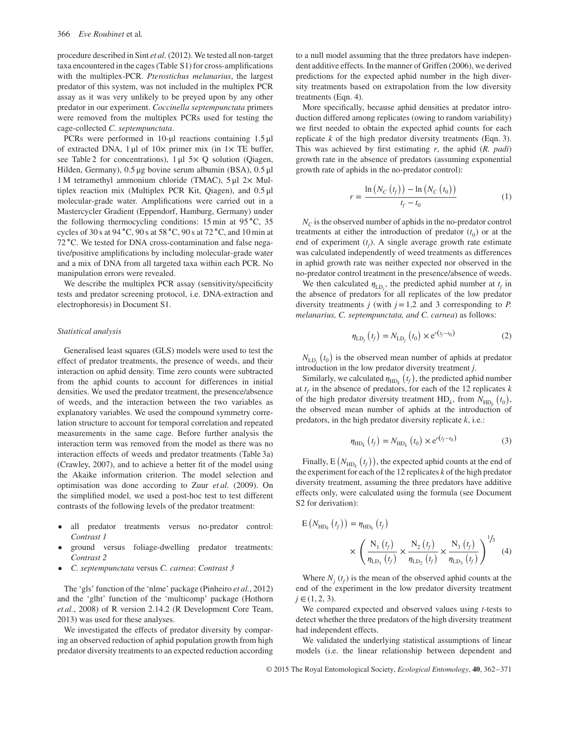procedure described in Sint *et al.* (2012). We tested all non-target taxa encountered in the cages (Table S1) for cross-amplifications with the multiplex-PCR. *Pterostichus melanarius*, the largest predator of this system, was not included in the multiplex PCR assay as it was very unlikely to be preyed upon by any other predator in our experiment. *Coccinella septempunctata* primers were removed from the multiplex PCRs used for testing the cage-collected *C. septempunctata*.

PCRs were performed in 10-μl reactions containing 1.5 μl of extracted DNA, 1 μl of 10× primer mix (in 1× TE buffer, see Table 2 for concentrations), 1 μl 5× Q solution (Qiagen, Hilden, Germany), 0.5 μg bovine serum albumin (BSA), 0.5 μl 1 M tetramethyl ammonium chloride (TMAC), 5 μl 2× Multiplex reaction mix (Multiplex PCR Kit, Qiagen), and 0.5 μl molecular-grade water. Amplifications were carried out in a Mastercycler Gradient (Eppendorf, Hamburg, Germany) under the following thermocycling conditions: 15 min at 95 °C, 35 cycles of 30 s at 94 °C, 90 s at 58 °C, 90 s at 72 °C, and 10 min at 72 °C. We tested for DNA cross-contamination and false negative/positive amplifications by including molecular-grade water and a mix of DNA from all targeted taxa within each PCR. No manipulation errors were revealed.

We describe the multiplex PCR assay (sensitivity/specificity tests and predator screening protocol, i.e. DNA-extraction and electrophoresis) in Document S1.

### *Statistical analysis*

Generalised least squares (GLS) models were used to test the effect of predator treatments, the presence of weeds, and their interaction on aphid density. Time zero counts were subtracted from the aphid counts to account for differences in initial densities. We used the predator treatment, the presence/absence of weeds, and the interaction between the two variables as explanatory variables. We used the compound symmetry correlation structure to account for temporal correlation and repeated measurements in the same cage. Before further analysis the interaction term was removed from the model as there was no interaction effects of weeds and predator treatments (Table 3a) (Crawley, 2007), and to achieve a better fit of the model using the Akaike information criterion. The model selection and optimisation was done according to Zuur *et al.* (2009). On the simplified model, we used a post-hoc test to test different contrasts of the following levels of the predator treatment:

- all predator treatments versus no-predator control: *Contrast 1*
- ground versus foliage-dwelling predator treatments: *Contrast 2*
- *C. septempunctata* versus *C. carnea*: *Contrast 3*

The 'gls' function of the 'nlme' package (Pinheiro *et al.*, 2012) and the 'glht' function of the 'multicomp' package (Hothorn *et al.*, 2008) of R version 2.14.2 (R Development Core Team, 2013) was used for these analyses.

We investigated the effects of predator diversity by comparing an observed reduction of aphid population growth from high predator diversity treatments to an expected reduction according to a null model assuming that the three predators have independent additive effects. In the manner of Griffen (2006), we derived predictions for the expected aphid number in the high diversity treatments based on extrapolation from the low diversity treatments (Eqn. 4).

More specifically, because aphid densities at predator introduction differed among replicates (owing to random variability) we first needed to obtain the expected aphid counts for each replicate $k$ of the high predator diversity treatments (Eqn. 3). This was achieved by first estimating $r$, the aphid (*R. padi*) growth rate in the absence of predators (assuming exponential growth rate of aphids in the no-predator control):

$$r = \frac{\ln\left(N_C\left(t_f\right)\right) - \ln\left(N_C\left(t_0\right)\right)}{t_f - t_0} \quad (1)$$

$N_C$ is the observed number of aphids in the no-predator control treatments at either the introduction of predator ($t_0$) or at the end of experiment ($t_f$). A single average growth rate estimate was calculated independently of weed treatments as differences in aphid growth rate was neither expected nor observed in the no-predator control treatment in the presence/absence of weeds.

We then calculated $\eta_{\mathrm{LD}_j}$, the predicted aphid number at $t_f$ in the absence of predators for all replicates of the low predator diversity treatments $j$ (with $j = 1,2$ and 3 corresponding to *P. melanarius, C. septempunctata, and C. carnea*) as follows:

$$\eta_{\mathrm{LD}_j}\left(t_f\right) = N_{\mathrm{LD}_j}\left(t_0\right) \times e^{r\left(t_f - t_0\right)} \quad (2)$$

$N_{\mathrm{LD}_j}\left(t_0\right)$ is the observed mean number of aphids at predator introduction in the low predator diversity treatment $j$.

Similarly, we calculated $\eta_{\mathrm{HD}_k}\left(t_f\right)$, the predicted aphid number at $t_f$ in the absence of predators, for each of the 12 replicates $k$ of the high predator diversity treatment $\mathrm{HD}_k$, from $N_{\mathrm{HD}_k}\left(t_0\right)$, the observed mean number of aphids at the introduction of predators, in the high predator diversity replicate $k$, i.e.:

$$\eta_{\mathrm{HD}_k}\left(t_f\right) = N_{\mathrm{HD}_k}\left(t_0\right) \times e^{r\left(t_f - t_0\right)} \quad (3)$$

Finally, $\mathrm{E}\left(N_{\mathrm{HD}_k}\left(t_f\right)\right)$, the expected aphid counts at the end of the experiment for each of the 12 replicates $k$ of the high predator diversity treatment, assuming the three predators have additive effects only, were calculated using the formula (see Document S2 for derivation):

$$\mathrm{E}\left(N_{\mathrm{HD}_k}\left(t_f\right)\right) = \eta_{\mathrm{HD}_k}\left(t_f\right) \times \left(\frac{\mathrm{N}_1\left(t_f\right)}{\eta_{\mathrm{LD}_1}\left(t_f\right)} \times \frac{\mathrm{N}_2\left(t_f\right)}{\eta_{\mathrm{LD}_2}\left(t_f\right)} \times \frac{\mathrm{N}_3\left(t_f\right)}{\eta_{\mathrm{LD}_3}\left(t_f\right)}\right)^{1/3} \quad (4)$$

Where $N_j\left(t_f\right)$ is the mean of the observed aphid counts at the end of the experiment in the low predator diversity treatment $j \in (1, 2, 3)$.

We compared expected and observed values using $t$-tests to detect whether the three predators of the high diversity treatment had independent effects.

We validated the underlying statistical assumptions of linear models (i.e. the linear relationship between dependent and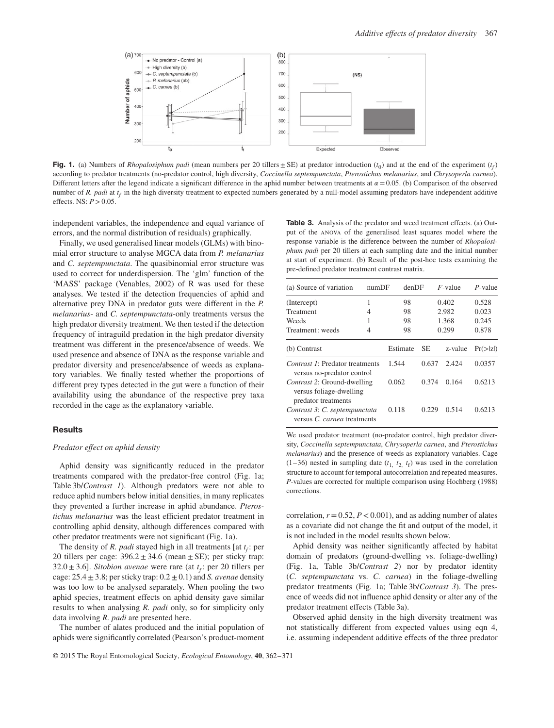**Fig. 1.** (a) Numbers of *Rhopalosiphum padi* (mean numbers per 20 tillers ± SE) at predator introduction ($t_0$) and at the end of the experiment ($t_f$) according to predator treatments (no-predator control, high diversity, *Coccinella septempunctata*, *Pterostichus melanarius*, and *Chrysoperla carnea*). Different letters after the legend indicate a significant difference in the aphid number between treatments at $\alpha = 0.05$. (b) Comparison of the observed number of *R. padi* at $t_f$ in the high diversity treatment to expected numbers generated by a null-model assuming predators have independent additive effects. NS: $P > 0.05$.

independent variables, the independence and equal variance of errors, and the normal distribution of residuals) graphically.

Finally, we used generalised linear models (GLMs) with binomial error structure to analyse MGCA data from *P. melanarius* and *C. septempunctata*. The quasibinomial error structure was used to correct for underdispersion. The 'glm' function of the 'MASS' package (Venables, 2002) of R was used for these analyses. We tested if the detection frequencies of aphid and alternative prey DNA in predator guts were different in the *P. melanarius*- and *C. septempunctata*-only treatments versus the high predator diversity treatment. We then tested if the detection frequency of intraguild predation in the high predator diversity treatment was different in the presence/absence of weeds. We used presence and absence of DNA as the response variable and predator diversity and presence/absence of weeds as explanatory variables. We finally tested whether the proportions of different prey types detected in the gut were a function of their availability using the abundance of the respective prey taxa recorded in the cage as the explanatory variable.

## Results

### *Predator effect on aphid density*

Aphid density was significantly reduced in the predator treatments compared with the predator-free control (Fig. 1a; Table 3b/*Contrast 1*). Although predators were not able to reduce aphid numbers below initial densities, in many replicates they prevented a further increase in aphid abundance. *Pterostichus melanarius* was the least efficient predator treatment in controlling aphid density, although differences compared with other predator treatments were not significant (Fig. 1a).

The density of *R. padi* stayed high in all treatments [at $t_f$: per 20 tillers per cage: 396.2 ± 34.6 (mean ± SE); per sticky trap: 32.0 ± 3.6]. *Sitobion avenae* were rare (at $t_f$: per 20 tillers per cage: 25.4 ± 3.8; per sticky trap: 0.2 ± 0.1) and *S. avenae* density was too low to be analysed separately. When pooling the two aphid species, treatment effects on aphid density gave similar results to when analysing *R. padi* only, so for simplicity only data involving *R. padi* are presented here.

The number of alates produced and the initial population of aphids were significantly correlated (Pearson's product-moment correlation, $r = 0.52$, $P < 0.001$), and as adding number of alates as a covariate did not change the fit and output of the model, it is not included in the model results shown below.

Aphid density was neither significantly affected by habitat domain of predators (ground-dwelling vs. foliage-dwelling) (Fig. 1a, Table 3b/*Contrast 2*) nor by predator identity (*C. septempunctata* vs. *C. carnea*) in the foliage-dwelling predator treatments (Fig. 1a; Table 3b/*Contrast 3*). The presence of weeds did not influence aphid density or alter any of the predator treatment effects (Table 3a).

Observed aphid density in the high diversity treatment was not statistically different from expected values using eqn 4, i.e. assuming independent additive effects of the three predator

**Table 3.** Analysis of the predator and weed treatment effects. (a) Output of the ANOVA of the generalised least squares model where the response variable is the difference between the number of *Rhopalosiphum padi* per 20 tillers at each sampling date and the initial number at start of experiment. (b) Result of the post-hoc tests examining the pre-defined predator treatment contrast matrix.

| (a) Source of variation | numDF | denDF | *F*-value | *P*-value |
|---|---|---|---|---|
| (Intercept) | 1 | 98 | 0.402 | 0.528 |
| Treatment | 4 | 98 | 2.982 | 0.023 |
| Weeds | 1 | 98 | 1.368 | 0.245 |
| Treatment : weeds | 4 | 98 | 0.299 | 0.878 |

| (b) Contrast | Estimate | SE | z-value | Pr(>\|z\|) |
|---|---|---|---|---|
| *Contrast 1*: Predator treatments versus no-predator control | 1.544 | 0.637 | 2.424 | 0.0357 |
| *Contrast 2*: Ground-dwelling versus foliage-dwelling predator treatments | 0.062 | 0.374 | 0.164 | 0.6213 |
| *Contrast 3*: *C. septempunctata* versus *C. carnea* treatments | 0.118 | 0.229 | 0.514 | 0.6213 |

We used predator treatment (no-predator control, high predator diversity, *Coccinella septempunctata*, *Chrysoperla carnea*, and *Pterostichus melanarius*) and the presence of weeds as explanatory variables. Cage (1–36) nested in sampling date ($t_1$, $t_2$, $t_f$) was used in the correlation structure to account for temporal autocorrelation and repeated measures. *P*-values are corrected for multiple comparison using Hochberg (1988) corrections.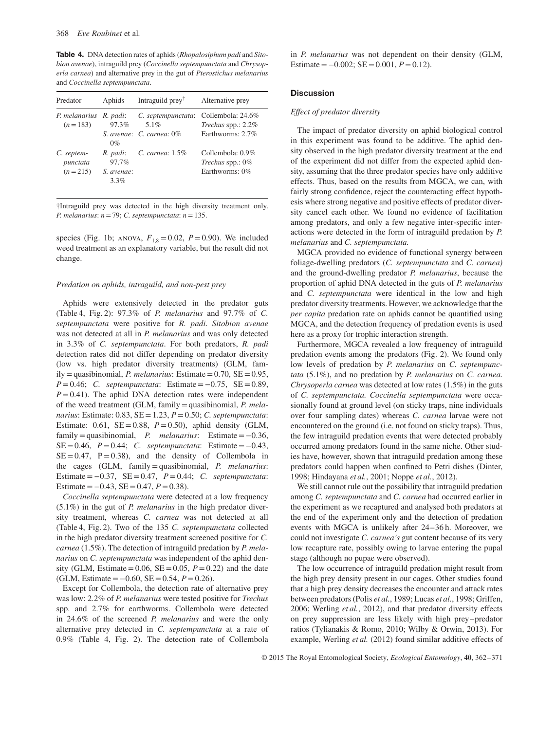**Table 4.** DNA detection rates of aphids (*Rhopalosiphum padi* and *Sitobion avenae*), intraguild prey (*Coccinella septempunctata* and *Chrysoperla carnea*) and alternative prey in the gut of *Pterostichus melanarius* and *Coccinella septempunctata*.

| Predator | Aphids | Intraguild prey[†] | Alternative prey |
|---|---|---|---|
| *P. melanarius* ($n$ = 183) | *R. padi*: 97.3% *S. avenae*: 0% | *C. septempunctata*: 5.1% *C. carnea*: 0% | Collembola: 24.6% *Trechus* spp.: 2.2% Earthworms: 2.7% |
| *C. septempunctata* ($n$ = 215) | *R. padi*: 97.7% *S. avenae*: 3.3% | *C. carnea*: 1.5% | Collembola: 0.9% *Trechus* spp.: 0% Earthworms: 0% |

†Intraguild prey was detected in the high diversity treatment only. *P. melanarius*: $n$ = 79; *C. septempunctata*: $n$ = 135.

species (Fig. 1b; ANOVA, $F_{1,8} = 0.02$, $P = 0.90$). We included weed treatment as an explanatory variable, but the result did not change.

### *Predation on aphids, intraguild, and non-pest prey*

Aphids were extensively detected in the predator guts (Table 4, Fig. 2): 97.3% of *P. melanarius* and 97.7% of *C. septempunctata* were positive for *R. padi*. *Sitobion avenae* was not detected at all in *P. melanarius* and was only detected in 3.3% of *C. septempunctata*. For both predators, *R. padi* detection rates did not differ depending on predator diversity (low vs. high predator diversity treatments) (GLM, family = quasibinomial, *P. melanarius*: Estimate = 0.70, SE = 0.95, $P = 0.46$; *C. septempunctata*: Estimate = −0.75, SE = 0.89, $P = 0.41$). The aphid DNA detection rates were independent of the weed treatment (GLM, family = quasibinomial, *P. melanarius*: Estimate: 0.83, SE = 1.23, $P = 0.50$; *C. septempunctata*: Estimate: 0.61, SE = 0.88, $P = 0.50$), aphid density (GLM, family = quasibinomial, *P. melanarius*: Estimate = −0.36, SE = 0.46, $P = 0.44$; *C. septempunctata*: Estimate = −0.43, SE = 0.47, P = 0.38), and the density of Collembola in the cages (GLM, family = quasibinomial, *P. melanarius*: Estimate = −0.37, SE = 0.47, $P = 0.44$; *C. septempunctata*: Estimate = −0.43, SE = 0.47, $P = 0.38$).

*Coccinella septempunctata* were detected at a low frequency (5.1%) in the gut of *P. melanarius* in the high predator diversity treatment, whereas *C. carnea* was not detected at all (Table 4, Fig. 2). Two of the 135 *C. septempunctata* collected in the high predator diversity treatment screened positive for *C. carnea* (1.5%). The detection of intraguild predation by *P. melanarius* on *C. septempunctata* was independent of the aphid density (GLM, Estimate = 0.06, SE = 0.05, $P = 0.22$) and the date (GLM, Estimate = −0.60, SE = 0.54, $P = 0.26$).

Except for Collembola, the detection rate of alternative prey was low: 2.2% of *P. melanarius* were tested positive for *Trechus* spp. and 2.7% for earthworms. Collembola were detected in 24.6% of the screened *P. melanarius* and were the only alternative prey detected in *C. septempunctata* at a rate of 0.9% (Table 4, Fig. 2). The detection rate of Collembola in *P. melanarius* was not dependent on their density (GLM, Estimate = −0.002; SE = 0.001, $P = 0.12$).

## Discussion

### *Effect of predator diversity*

The impact of predator diversity on aphid biological control in this experiment was found to be additive. The aphid density observed in the high predator diversity treatment at the end of the experiment did not differ from the expected aphid density, assuming that the three predator species have only additive effects. Thus, based on the results from MGCA, we can, with fairly strong confidence, reject the counteracting effect hypothesis where strong negative and positive effects of predator diversity cancel each other. We found no evidence of facilitation among predators, and only a few negative inter-specific interactions were detected in the form of intraguild predation by *P. melanarius* and *C. septempunctata*.

MGCA provided no evidence of functional synergy between foliage-dwelling predators (*C. septempunctata* and *C. carnea)* and the ground-dwelling predator *P. melanarius*, because the proportion of aphid DNA detected in the guts of *P. melanarius* and *C. septempunctata* were identical in the low and high predator diversity treatments. However, we acknowledge that the *per capita* predation rate on aphids cannot be quantified using MGCA, and the detection frequency of predation events is used here as a proxy for trophic interaction strength.

Furthermore, MGCA revealed a low frequency of intraguild predation events among the predators (Fig. 2). We found only low levels of predation by *P. melanarius* on *C. septempunctata* (5.1%), and no predation by *P. melanarius* on *C. carnea*. *Chrysoperla carnea* was detected at low rates (1.5%) in the guts of *C. septempunctata. Coccinella septempunctata* were occasionally found at ground level (on sticky traps, nine individuals over four sampling dates) whereas *C. carnea* larvae were not encountered on the ground (i.e. not found on sticky traps). Thus, the few intraguild predation events that were detected probably occurred among predators found in the same niche. Other studies have, however, shown that intraguild predation among these predators could happen when confined to Petri dishes (Dinter, 1998; Hindayana *et al.*, 2001; Noppe *et al.*, 2012).

We still cannot rule out the possibility that intraguild predation among *C. septempunctata* and *C. carnea* had occurred earlier in the experiment as we recaptured and analysed both predators at the end of the experiment only and the detection of predation events with MGCA is unlikely after 24–36 h. Moreover, we could not investigate *C. carnea's* gut content because of its very low recapture rate, possibly owing to larvae entering the pupal stage (although no pupae were observed).

The low occurrence of intraguild predation might result from the high prey density present in our cages. Other studies found that a high prey density decreases the encounter and attack rates between predators (Polis *et al.*, 1989; Lucas *et al.*, 1998; Griffen, 2006; Werling *et al.*, 2012), and that predator diversity effects on prey suppression are less likely with high prey–predator ratios (Tylianakis & Romo, 2010; Wilby & Orwin, 2013). For example, Werling *et al.* (2012) found similar additive effects of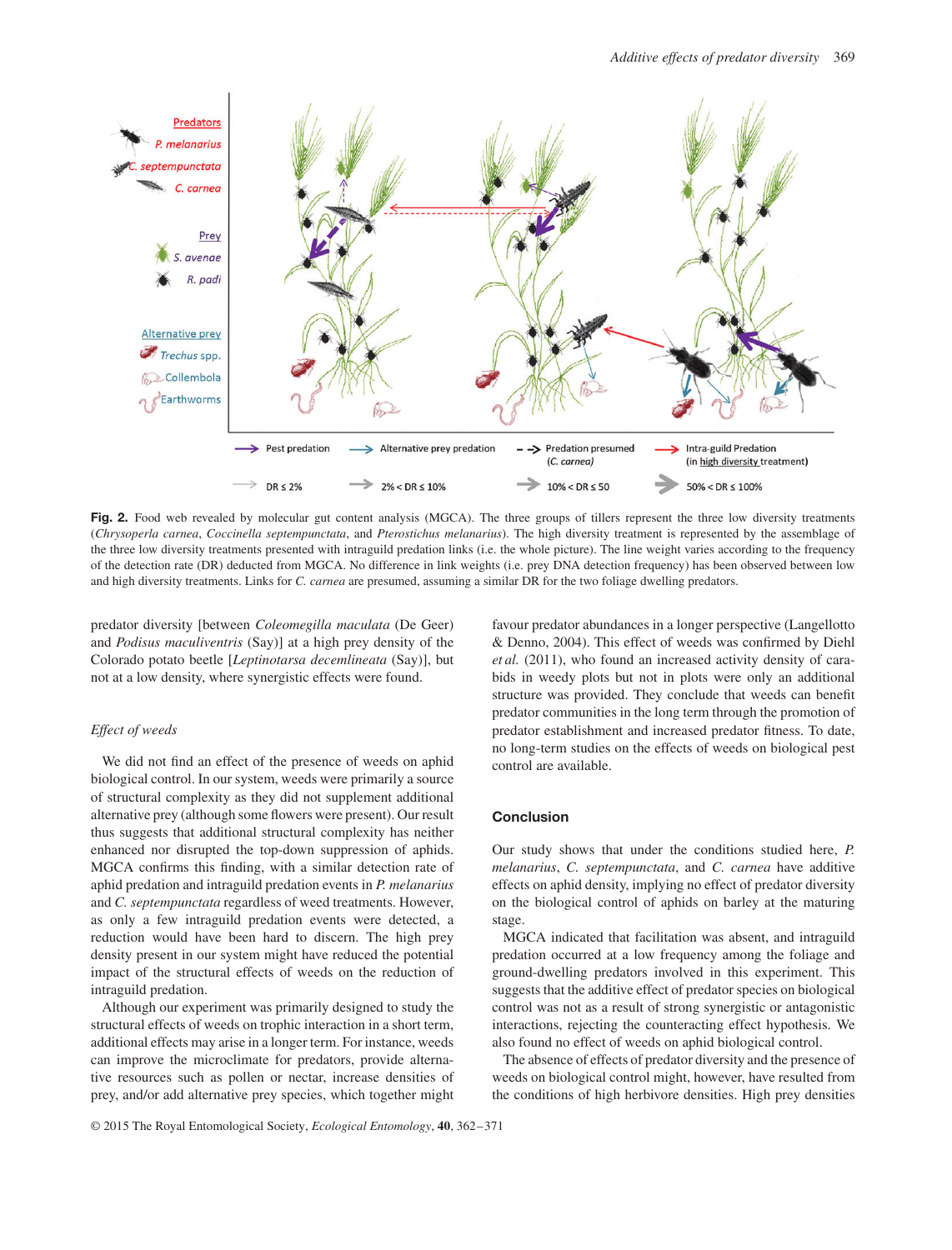**Fig. 2.** Food web revealed by molecular gut content analysis (MGCA). The three groups of tillers represent the three low diversity treatments (*Chrysoperla carnea*, *Coccinella septempunctata*, and *Pterostichus melanarius*). The high diversity treatment is represented by the assemblage of the three low diversity treatments presented with intraguild predation links (i.e. the whole picture). The line weight varies according to the frequency of the detection rate (DR) deducted from MGCA. No difference in link weights (i.e. prey DNA detection frequency) has been observed between low and high diversity treatments. Links for *C. carnea* are presumed, assuming a similar DR for the two foliage dwelling predators.

predator diversity [between *Coleomegilla maculata* (De Geer) and *Podisus maculiventris* (Say)] at a high prey density of the Colorado potato beetle [*Leptinotarsa decemlineata* (Say)], but not at a low density, where synergistic effects were found.

### *Effect of weeds*

We did not find an effect of the presence of weeds on aphid biological control. In our system, weeds were primarily a source of structural complexity as they did not supplement additional alternative prey (although some flowers were present). Our result thus suggests that additional structural complexity has neither enhanced nor disrupted the top-down suppression of aphids. MGCA confirms this finding, with a similar detection rate of aphid predation and intraguild predation events in *P. melanarius* and *C. septempunctata* regardless of weed treatments. However, as only a few intraguild predation events were detected, a reduction would have been hard to discern. The high prey density present in our system might have reduced the potential impact of the structural effects of weeds on the reduction of intraguild predation.

Although our experiment was primarily designed to study the structural effects of weeds on trophic interaction in a short term, additional effects may arise in a longer term. For instance, weeds can improve the microclimate for predators, provide alternative resources such as pollen or nectar, increase densities of prey, and/or add alternative prey species, which together might favour predator abundances in a longer perspective (Langellotto & Denno, 2004). This effect of weeds was confirmed by Diehl *et al.* (2011), who found an increased activity density of carabids in weedy plots but not in plots were only an additional structure was provided. They conclude that weeds can benefit predator communities in the long term through the promotion of predator establishment and increased predator fitness. To date, no long-term studies on the effects of weeds on biological pest control are available.

## Conclusion

Our study shows that under the conditions studied here, *P. melanarius*, *C. septempunctata*, and *C. carnea* have additive effects on aphid density, implying no effect of predator diversity on the biological control of aphids on barley at the maturing stage.

MGCA indicated that facilitation was absent, and intraguild predation occurred at a low frequency among the foliage and ground-dwelling predators involved in this experiment. This suggests that the additive effect of predator species on biological control was not as a result of strong synergistic or antagonistic interactions, rejecting the counteracting effect hypothesis. We also found no effect of weeds on aphid biological control.

The absence of effects of predator diversity and the presence of weeds on biological control might, however, have resulted from the conditions of high herbivore densities. High prey densities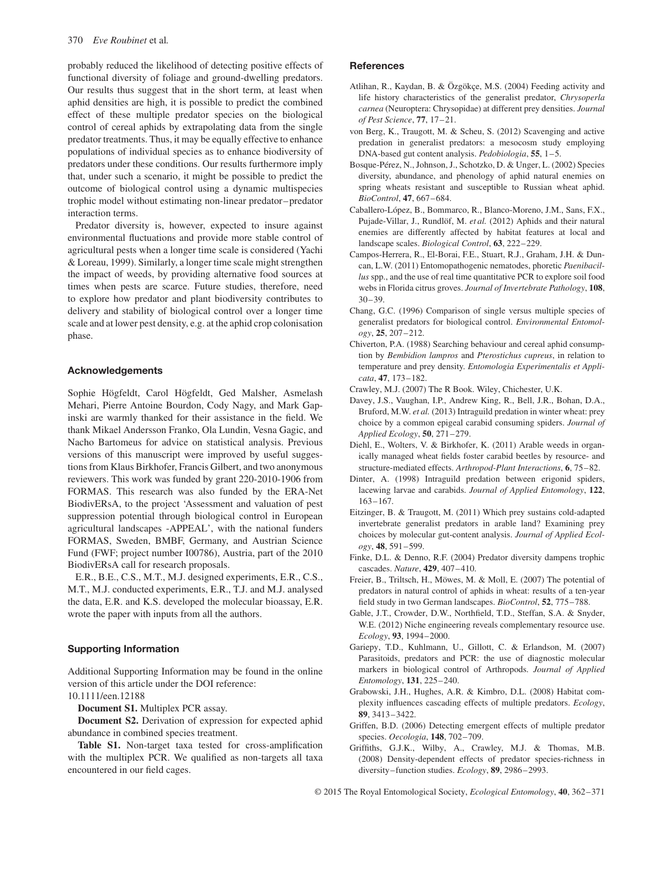probably reduced the likelihood of detecting positive effects of functional diversity of foliage and ground-dwelling predators. Our results thus suggest that in the short term, at least when aphid densities are high, it is possible to predict the combined effect of these multiple predator species on the biological control of cereal aphids by extrapolating data from the single predator treatments. Thus, it may be equally effective to enhance populations of individual species as to enhance biodiversity of predators under these conditions. Our results furthermore imply that, under such a scenario, it might be possible to predict the outcome of biological control using a dynamic multispecies trophic model without estimating non-linear predator–predator interaction terms.

Predator diversity is, however, expected to insure against environmental fluctuations and provide more stable control of agricultural pests when a longer time scale is considered (Yachi & Loreau, 1999). Similarly, a longer time scale might strengthen the impact of weeds, by providing alternative food sources at times when pests are scarce. Future studies, therefore, need to explore how predator and plant biodiversity contributes to delivery and stability of biological control over a longer time scale and at lower pest density, e.g. at the aphid crop colonisation phase.

## Acknowledgements

Sophie Högfeldt, Carol Högfeldt, Ged Malsher, Asmelash Mehari, Pierre Antoine Bourdon, Cody Nagy, and Mark Gapinski are warmly thanked for their assistance in the field. We thank Mikael Andersson Franko, Ola Lundin, Vesna Gagic, and Nacho Bartomeus for advice on statistical analysis. Previous versions of this manuscript were improved by useful suggestions from Klaus Birkhofer, Francis Gilbert, and two anonymous reviewers. This work was funded by grant 220-2010-1906 from FORMAS. This research was also funded by the ERA-Net BiodivERsA, to the project 'Assessment and valuation of pest suppression potential through biological control in European agricultural landscapes -APPEAL', with the national funders FORMAS, Sweden, BMBF, Germany, and Austrian Science Fund (FWF; project number I00786), Austria, part of the 2010 BiodivERsA call for research proposals.

E.R., B.E., C.S., M.T., M.J. designed experiments, E.R., C.S., M.T., M.J. conducted experiments, E.R., T.J. and M.J. analysed the data, E.R. and K.S. developed the molecular bioassay, E.R. wrote the paper with inputs from all the authors.

## Supporting Information

Additional Supporting Information may be found in the online version of this article under the DOI reference: 10.1111/een.12188

**Document S1.** Multiplex PCR assay.

**Document S2.** Derivation of expression for expected aphid abundance in combined species treatment.

**Table S1.** Non-target taxa tested for cross-amplification with the multiplex PCR. We qualified as non-targets all taxa encountered in our field cages.

## References

Atlihan, R., Kaydan, B. & Özgökçe, M.S. (2004) Feeding activity and life history characteristics of the generalist predator, *Chrysoperla carnea* (Neuroptera: Chrysopidae) at different prey densities. *Journal of Pest Science*, **77**, 17–21.

von Berg, K., Traugott, M. & Scheu, S. (2012) Scavenging and active predation in generalist predators: a mesocosm study employing DNA-based gut content analysis. *Pedobiologia*, **55**, 1–5.

Bosque-Pérez, N., Johnson, J., Schotzko, D. & Unger, L. (2002) Species diversity, abundance, and phenology of aphid natural enemies on spring wheats resistant and susceptible to Russian wheat aphid. *BioControl*, **47**, 667–684.

Caballero-López, B., Bommarco, R., Blanco-Moreno, J.M., Sans, F.X., Pujade-Villar, J., Rundlöf, M. *et al.* (2012) Aphids and their natural enemies are differently affected by habitat features at local and landscape scales. *Biological Control*, **63**, 222–229.

Campos-Herrera, R., El-Borai, F.E., Stuart, R.J., Graham, J.H. & Duncan, L.W. (2011) Entomopathogenic nematodes, phoretic *Paenibacillus* spp., and the use of real time quantitative PCR to explore soil food webs in Florida citrus groves. *Journal of Invertebrate Pathology*, **108**, 30–39.

Chang, G.C. (1996) Comparison of single versus multiple species of generalist predators for biological control. *Environmental Entomology*, **25**, 207–212.

Chiverton, P.A. (1988) Searching behaviour and cereal aphid consumption by *Bembidion lampros* and *Pterostichus cupreus*, in relation to temperature and prey density. *Entomologia Experimentalis et Applicata*, **47**, 173–182.

Crawley, M.J. (2007) The R Book. Wiley, Chichester, U.K.

Davey, J.S., Vaughan, I.P., Andrew King, R., Bell, J.R., Bohan, D.A., Bruford, M.W. *et al.* (2013) Intraguild predation in winter wheat: prey choice by a common epigeal carabid consuming spiders. *Journal of Applied Ecology*, **50**, 271–279.

Diehl, E., Wolters, V. & Birkhofer, K. (2011) Arable weeds in organically managed wheat fields foster carabid beetles by resource- and structure-mediated effects. *Arthropod-Plant Interactions*, **6**, 75–82.

Dinter, A. (1998) Intraguild predation between erigonid spiders, lacewing larvae and carabids. *Journal of Applied Entomology*, **122**, 163–167.

Eitzinger, B. & Traugott, M. (2011) Which prey sustains cold-adapted invertebrate generalist predators in arable land? Examining prey choices by molecular gut-content analysis. *Journal of Applied Ecology*, **48**, 591–599.

Finke, D.L. & Denno, R.F. (2004) Predator diversity dampens trophic cascades. *Nature*, **429**, 407–410.

Freier, B., Triltsch, H., Möwes, M. & Moll, E. (2007) The potential of predators in natural control of aphids in wheat: results of a ten-year field study in two German landscapes. *BioControl*, **52**, 775–788.

Gable, J.T., Crowder, D.W., Northfield, T.D., Steffan, S.A. & Snyder, W.E. (2012) Niche engineering reveals complementary resource use. *Ecology*, **93**, 1994–2000.

Gariepy, T.D., Kuhlmann, U., Gillott, C. & Erlandson, M. (2007) Parasitoids, predators and PCR: the use of diagnostic molecular markers in biological control of Arthropods. *Journal of Applied Entomology*, **131**, 225–240.

Grabowski, J.H., Hughes, A.R. & Kimbro, D.L. (2008) Habitat complexity influences cascading effects of multiple predators. *Ecology*, **89**, 3413–3422.

Griffen, B.D. (2006) Detecting emergent effects of multiple predator species. *Oecologia*, **148**, 702–709.

Griffiths, G.J.K., Wilby, A., Crawley, M.J. & Thomas, M.B. (2008) Density-dependent effects of predator species-richness in diversity–function studies. *Ecology*, **89**, 2986–2993.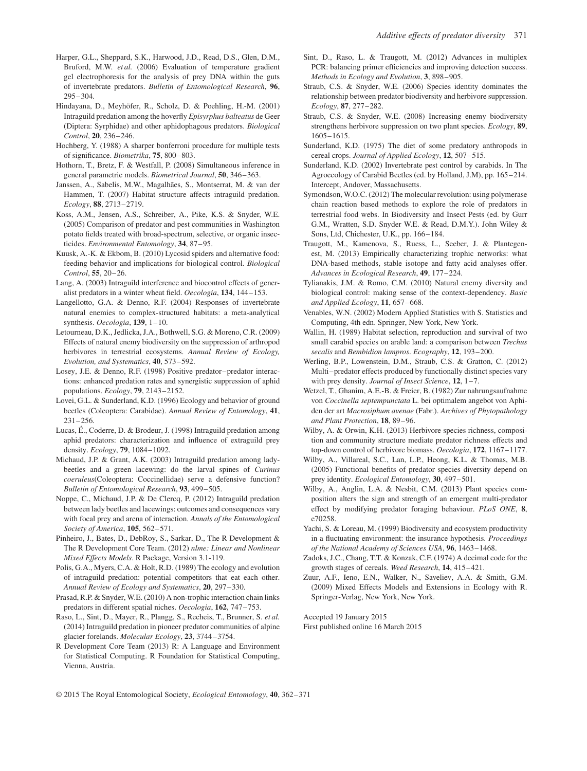Harper, G.L., Sheppard, S.K., Harwood, J.D., Read, D.S., Glen, D.M., Bruford, M.W. *et al.* (2006) Evaluation of temperature gradient gel electrophoresis for the analysis of prey DNA within the guts of invertebrate predators. *Bulletin of Entomological Research*, **96**, 295–304.

Hindayana, D., Meyhöfer, R., Scholz, D. & Poehling, H.-M. (2001) Intraguild predation among the hoverfly *Episyrphus balteatus* de Geer (Diptera: Syrphidae) and other aphidophagous predators. *Biological Control*, **20**, 236–246.

Hochberg, Y. (1988) A sharper bonferroni procedure for multiple tests of significance. *Biometrika*, **75**, 800–803.

Hothorn, T., Bretz, F. & Westfall, P. (2008) Simultaneous inference in general parametric models. *Biometrical Journal*, **50**, 346–363.

Janssen, A., Sabelis, M.W., Magalhães, S., Montserrat, M. & van der Hammen, T. (2007) Habitat structure affects intraguild predation. *Ecology*, **88**, 2713–2719.

Koss, A.M., Jensen, A.S., Schreiber, A., Pike, K.S. & Snyder, W.E. (2005) Comparison of predator and pest communities in Washington potato fields treated with broad-spectrum, selective, or organic insecticides. *Environmental Entomology*, **34**, 87–95.

Kuusk, A.-K. & Ekbom, B. (2010) Lycosid spiders and alternative food: feeding behavior and implications for biological control. *Biological Control*, **55**, 20–26.

Lang, A. (2003) Intraguild interference and biocontrol effects of generalist predators in a winter wheat field. *Oecologia*, **134**, 144–153.

Langellotto, G.A. & Denno, R.F. (2004) Responses of invertebrate natural enemies to complex-structured habitats: a meta-analytical synthesis. *Oecologia*, **139**, 1–10.

Letourneau, D.K., Jedlicka, J.A., Bothwell, S.G. & Moreno, C.R. (2009) Effects of natural enemy biodiversity on the suppression of arthropod herbivores in terrestrial ecosystems. *Annual Review of Ecology, Evolution, and Systematics*, **40**, 573–592.

Losey, J.E. & Denno, R.F. (1998) Positive predator–predator interactions: enhanced predation rates and synergistic suppression of aphid populations. *Ecology*, **79**, 2143–2152.

Lovei, G.L. & Sunderland, K.D. (1996) Ecology and behavior of ground beetles (Coleoptera: Carabidae). *Annual Review of Entomology*, **41**, 231–256.

Lucas, É., Coderre, D. & Brodeur, J. (1998) Intraguild predation among aphid predators: characterization and influence of extraguild prey density. *Ecology*, **79**, 1084–1092.

Michaud, J.P. & Grant, A.K. (2003) Intraguild predation among ladybeetles and a green lacewing: do the larval spines of *Curinus coeruleus*(Coleoptera: Coccinellidae) serve a defensive function? *Bulletin of Entomological Research*, **93**, 499–505.

Noppe, C., Michaud, J.P. & De Clercq, P. (2012) Intraguild predation between lady beetles and lacewings: outcomes and consequences vary with focal prey and arena of interaction. *Annals of the Entomological Society of America*, **105**, 562–571.

Pinheiro, J., Bates, D., DebRoy, S., Sarkar, D., The R Development & The R Development Core Team. (2012) *nlme: Linear and Nonlinear Mixed Effects Models*. R Package, Version 3.1-119.

Polis, G.A., Myers, C.A. & Holt, R.D. (1989) The ecology and evolution of intraguild predation: potential competitors that eat each other. *Annual Review of Ecology and Systematics*, **20**, 297–330.

Prasad, R.P. & Snyder, W.E. (2010) A non-trophic interaction chain links predators in different spatial niches. *Oecologia*, **162**, 747–753.

Raso, L., Sint, D., Mayer, R., Plangg, S., Recheis, T., Brunner, S. *et al.* (2014) Intraguild predation in pioneer predator communities of alpine glacier forelands. *Molecular Ecology*, **23**, 3744–3754.

R Development Core Team (2013) R: A Language and Environment for Statistical Computing. R Foundation for Statistical Computing, Vienna, Austria.

Sint, D., Raso, L. & Traugott, M. (2012) Advances in multiplex PCR: balancing primer efficiencies and improving detection success. *Methods in Ecology and Evolution*, **3**, 898–905.

Straub, C.S. & Snyder, W.E. (2006) Species identity dominates the relationship between predator biodiversity and herbivore suppression. *Ecology*, **87**, 277–282.

Straub, C.S. & Snyder, W.E. (2008) Increasing enemy biodiversity strengthens herbivore suppression on two plant species. *Ecology*, **89**, 1605–1615.

Sunderland, K.D. (1975) The diet of some predatory anthropods in cereal crops. *Journal of Applied Ecology*, **12**, 507–515.

Sunderland, K.D. (2002) Invertebrate pest control by carabids. In The Agroecology of Carabid Beetles (ed. by Holland, J.M), pp. 165–214. Intercept, Andover, Massachusetts.

Symondson, W.O.C. (2012) The molecular revolution: using polymerase chain reaction based methods to explore the role of predators in terrestrial food webs. In Biodiversity and Insect Pests (ed. by Gurr G.M., Wratten, S.D. Snyder W.E. & Read, D.M.Y.). John Wiley & Sons, Ltd, Chichester, U.K., pp. 166–184.

Traugott, M., Kamenova, S., Ruess, L., Seeber, J. & Plantegenest, M. (2013) Empirically characterizing trophic networks: what DNA-based methods, stable isotope and fatty acid analyses offer. *Advances in Ecological Research*, **49**, 177–224.

Tylianakis, J.M. & Romo, C.M. (2010) Natural enemy diversity and biological control: making sense of the context-dependency. *Basic and Applied Ecology*, **11**, 657–668.

Venables, W.N. (2002) Modern Applied Statistics with S. Statistics and Computing, 4th edn. Springer, New York, New York.

Wallin, H. (1989) Habitat selection, reproduction and survival of two small carabid species on arable land: a comparison between *Trechus secalis* and *Bembidion lampros*. *Ecography*, **12**, 193–200.

Werling, B.P., Lowenstein, D.M., Straub, C.S. & Gratton, C. (2012) Multi–predator effects produced by functionally distinct species vary with prey density. *Journal of Insect Science*, **12**, 1–7.

Wetzel, T., Ghanim, A.E.-B. & Freier, B. (1982) Zur nahrungsaufnahme von *Coccinella septempunctata* L. bei optimalem angebot von Aphiden der art *Macrosiphum avenae* (Fabr.). *Archives of Phytopathology and Plant Protection*, **18**, 89–96.

Wilby, A. & Orwin, K.H. (2013) Herbivore species richness, composition and community structure mediate predator richness effects and top-down control of herbivore biomass. *Oecologia*, **172**, 1167–1177.

Wilby, A., Villareal, S.C., Lan, L.P., Heong, K.L. & Thomas, M.B. (2005) Functional benefits of predator species diversity depend on prey identity. *Ecological Entomology*, **30**, 497–501.

Wilby, A., Anglin, L.A. & Nesbit, C.M. (2013) Plant species composition alters the sign and strength of an emergent multi-predator effect by modifying predator foraging behaviour. *PLoS ONE*, **8**, e70258.

Yachi, S. & Loreau, M. (1999) Biodiversity and ecosystem productivity in a fluctuating environment: the insurance hypothesis. *Proceedings of the National Academy of Sciences USA*, **96**, 1463–1468.

Zadoks, J.C., Chang, T.T. & Konzak, C.F. (1974) A decimal code for the growth stages of cereals. *Weed Research*, **14**, 415–421.

Zuur, A.F., Ieno, E.N., Walker, N., Saveliev, A.A. & Smith, G.M. (2009) Mixed Effects Models and Extensions in Ecology with R. Springer-Verlag, New York, New York.

Accepted 19 January 2015
First published online 16 March 2015